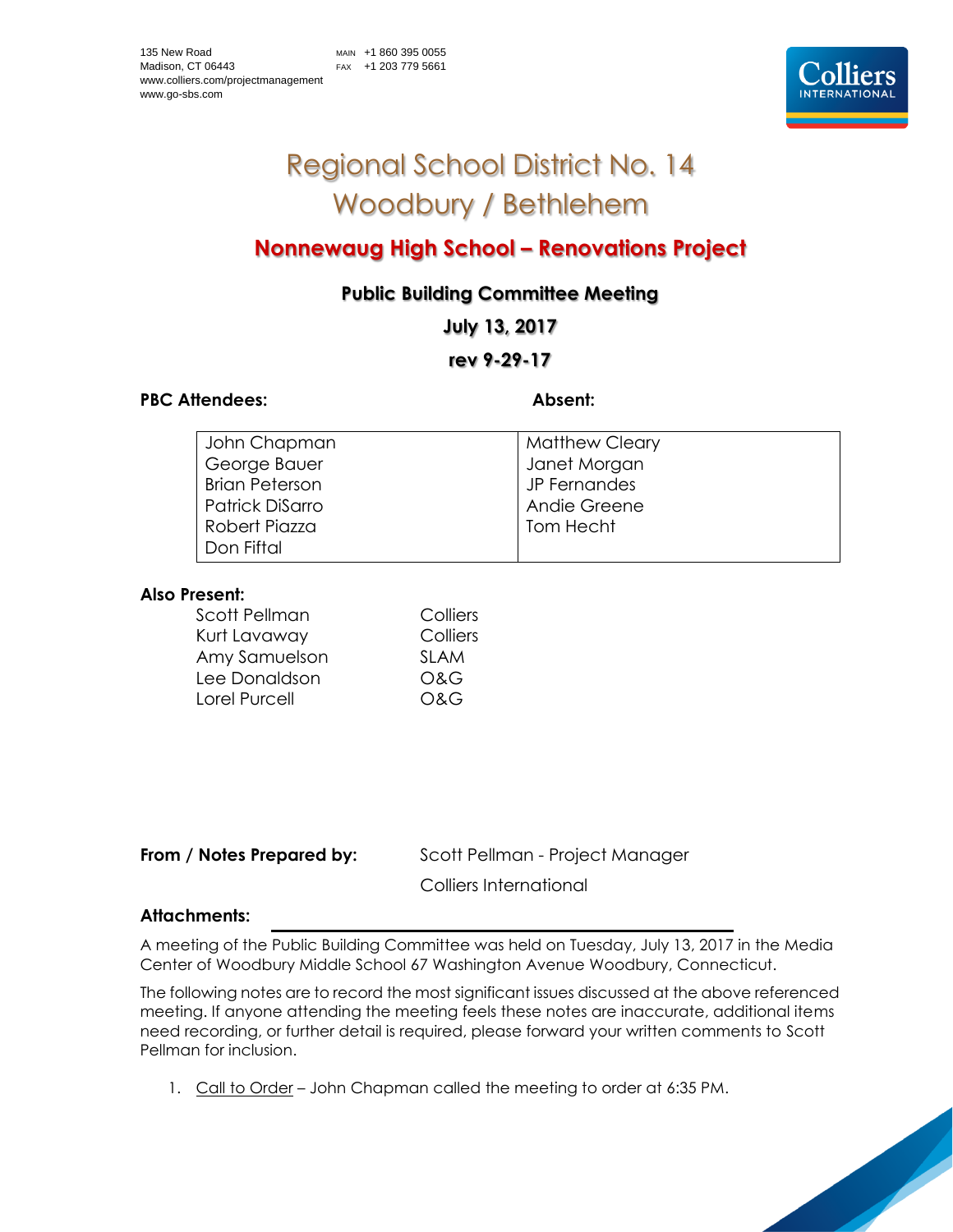135 New Road
Madison, CT 06443
www.colliers.com/projectmanagement
www.go-sbs.com

MAIN +1 860 395 0055
FAX +1 203 779 5661

# Regional School District No. 14
# Woodbury / Bethlehem

## Nonnewaug High School – Renovations Project

### Public Building Committee Meeting

### July 13, 2017

### rev 9-29-17

| PBC Attendees: | Absent: |
|---|---|
| John Chapman | Matthew Cleary |
| George Bauer | Janet Morgan |
| Brian Peterson | JP Fernandes |
| Patrick DiSarro | Andie Greene |
| Robert Piazza | Tom Hecht |
| Don Fiftal | |

**Also Present:**

| | |
|---|---|
| Scott Pellman | Colliers |
| Kurt Lavaway | Colliers |
| Amy Samuelson | SLAM |
| Lee Donaldson | O&G |
| Lorel Purcell | O&G |

**From / Notes Prepared by:** Scott Pellman - Project Manager
Colliers International

**Attachments:**

A meeting of the Public Building Committee was held on Tuesday, July 13, 2017 in the Media Center of Woodbury Middle School 67 Washington Avenue Woodbury, Connecticut.

The following notes are to record the most significant issues discussed at the above referenced meeting. If anyone attending the meeting feels these notes are inaccurate, additional items need recording, or further detail is required, please forward your written comments to Scott Pellman for inclusion.

1. Call to Order – John Chapman called the meeting to order at 6:35 PM.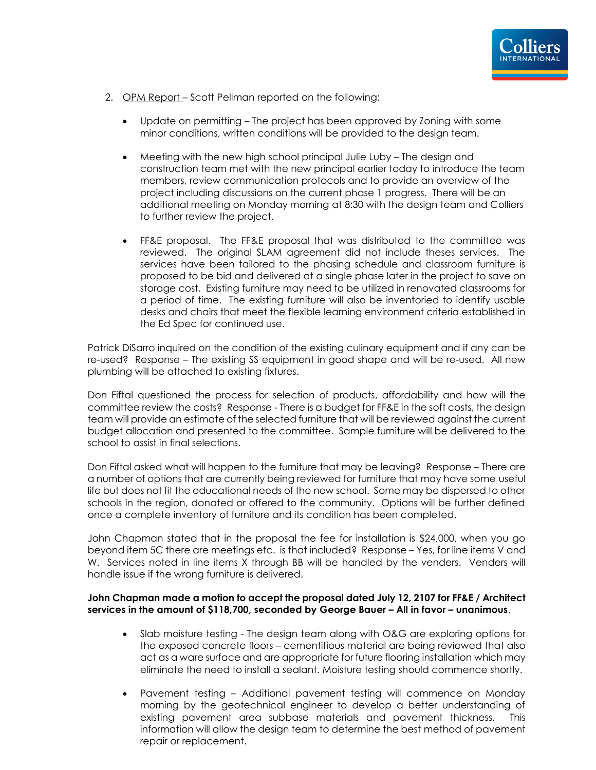2. <u>OPM Report</u> – Scott Pellman reported on the following:

   - Update on permitting – The project has been approved by Zoning with some minor conditions, written conditions will be provided to the design team.

   - Meeting with the new high school principal Julie Luby – The design and construction team met with the new principal earlier today to introduce the team members, review communication protocols and to provide an overview of the project including discussions on the current phase 1 progress. There will be an additional meeting on Monday morning at 8:30 with the design team and Colliers to further review the project.

   - FF&E proposal. The FF&E proposal that was distributed to the committee was reviewed. The original SLAM agreement did not include theses services. The services have been tailored to the phasing schedule and classroom furniture is proposed to be bid and delivered at a single phase later in the project to save on storage cost. Existing furniture may need to be utilized in renovated classrooms for a period of time. The existing furniture will also be inventoried to identify usable desks and chairs that meet the flexible learning environment criteria established in the Ed Spec for continued use.

Patrick DiSarro inquired on the condition of the existing culinary equipment and if any can be re-used? Response – The existing SS equipment in good shape and will be re-used. All new plumbing will be attached to existing fixtures.

Don Fiftal questioned the process for selection of products, affordability and how will the committee review the costs? Response - There is a budget for FF&E in the soft costs, the design team will provide an estimate of the selected furniture that will be reviewed against the current budget allocation and presented to the committee. Sample furniture will be delivered to the school to assist in final selections.

Don Fiftal asked what will happen to the furniture that may be leaving? Response – There are a number of options that are currently being reviewed for furniture that may have some useful life but does not fit the educational needs of the new school. Some may be dispersed to other schools in the region, donated or offered to the community. Options will be further defined once a complete inventory of furniture and its condition has been completed.

John Chapman stated that in the proposal the fee for installation is $24,000, when you go beyond item 5C there are meetings etc. is that included? Response – Yes, for line items V and W. Services noted in line items X through BB will be handled by the venders. Venders will handle issue if the wrong furniture is delivered.

**John Chapman made a motion to accept the proposal dated July 12, 2107 for FF&E / Architect services in the amount of $118,700, seconded by George Bauer – All in favor – unanimous**.

   - Slab moisture testing - The design team along with O&G are exploring options for the exposed concrete floors – cementitious material are being reviewed that also act as a ware surface and are appropriate for future flooring installation which may eliminate the need to install a sealant. Moisture testing should commence shortly.

   - Pavement testing – Additional pavement testing will commence on Monday morning by the geotechnical engineer to develop a better understanding of existing pavement area subbase materials and pavement thickness. This information will allow the design team to determine the best method of pavement repair or replacement.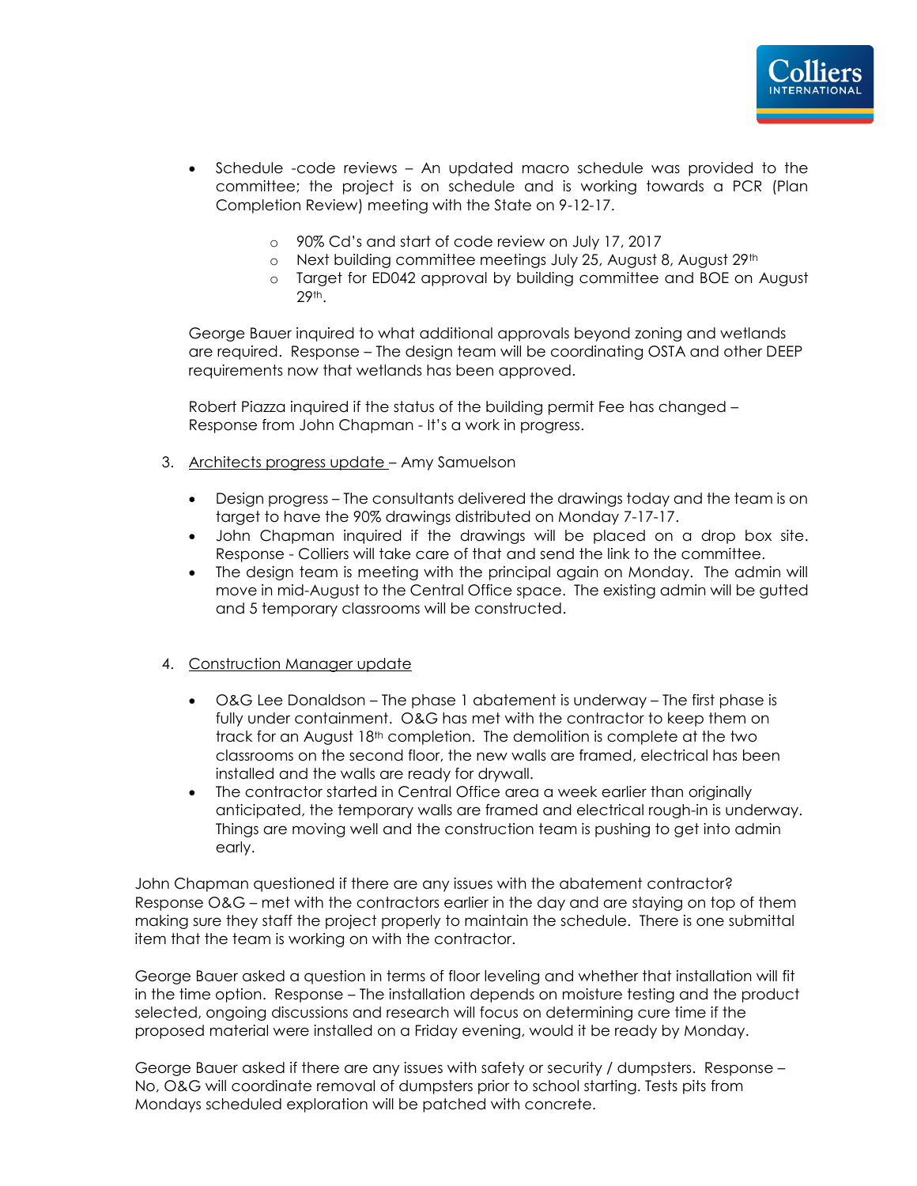- Schedule -code reviews – An updated macro schedule was provided to the committee; the project is on schedule and is working towards a PCR (Plan Completion Review) meeting with the State on 9-12-17.
    - 90% Cd's and start of code review on July 17, 2017
    - Next building committee meetings July 25, August 8, August 29th
    - Target for ED042 approval by building committee and BOE on August 29th.

George Bauer inquired to what additional approvals beyond zoning and wetlands are required. Response – The design team will be coordinating OSTA and other DEEP requirements now that wetlands has been approved.

Robert Piazza inquired if the status of the building permit Fee has changed – Response from John Chapman - It's a work in progress.

3. Architects progress update – Amy Samuelson

    - Design progress – The consultants delivered the drawings today and the team is on target to have the 90% drawings distributed on Monday 7-17-17.
    - John Chapman inquired if the drawings will be placed on a drop box site. Response - Colliers will take care of that and send the link to the committee.
    - The design team is meeting with the principal again on Monday. The admin will move in mid-August to the Central Office space. The existing admin will be gutted and 5 temporary classrooms will be constructed.

4. Construction Manager update

    - O&G Lee Donaldson – The phase 1 abatement is underway – The first phase is fully under containment. O&G has met with the contractor to keep them on track for an August 18th completion. The demolition is complete at the two classrooms on the second floor, the new walls are framed, electrical has been installed and the walls are ready for drywall.
    - The contractor started in Central Office area a week earlier than originally anticipated, the temporary walls are framed and electrical rough-in is underway. Things are moving well and the construction team is pushing to get into admin early.

John Chapman questioned if there are any issues with the abatement contractor? Response O&G – met with the contractors earlier in the day and are staying on top of them making sure they staff the project properly to maintain the schedule. There is one submittal item that the team is working on with the contractor.

George Bauer asked a question in terms of floor leveling and whether that installation will fit in the time option. Response – The installation depends on moisture testing and the product selected, ongoing discussions and research will focus on determining cure time if the proposed material were installed on a Friday evening, would it be ready by Monday.

George Bauer asked if there are any issues with safety or security / dumpsters. Response – No, O&G will coordinate removal of dumpsters prior to school starting. Tests pits from Mondays scheduled exploration will be patched with concrete.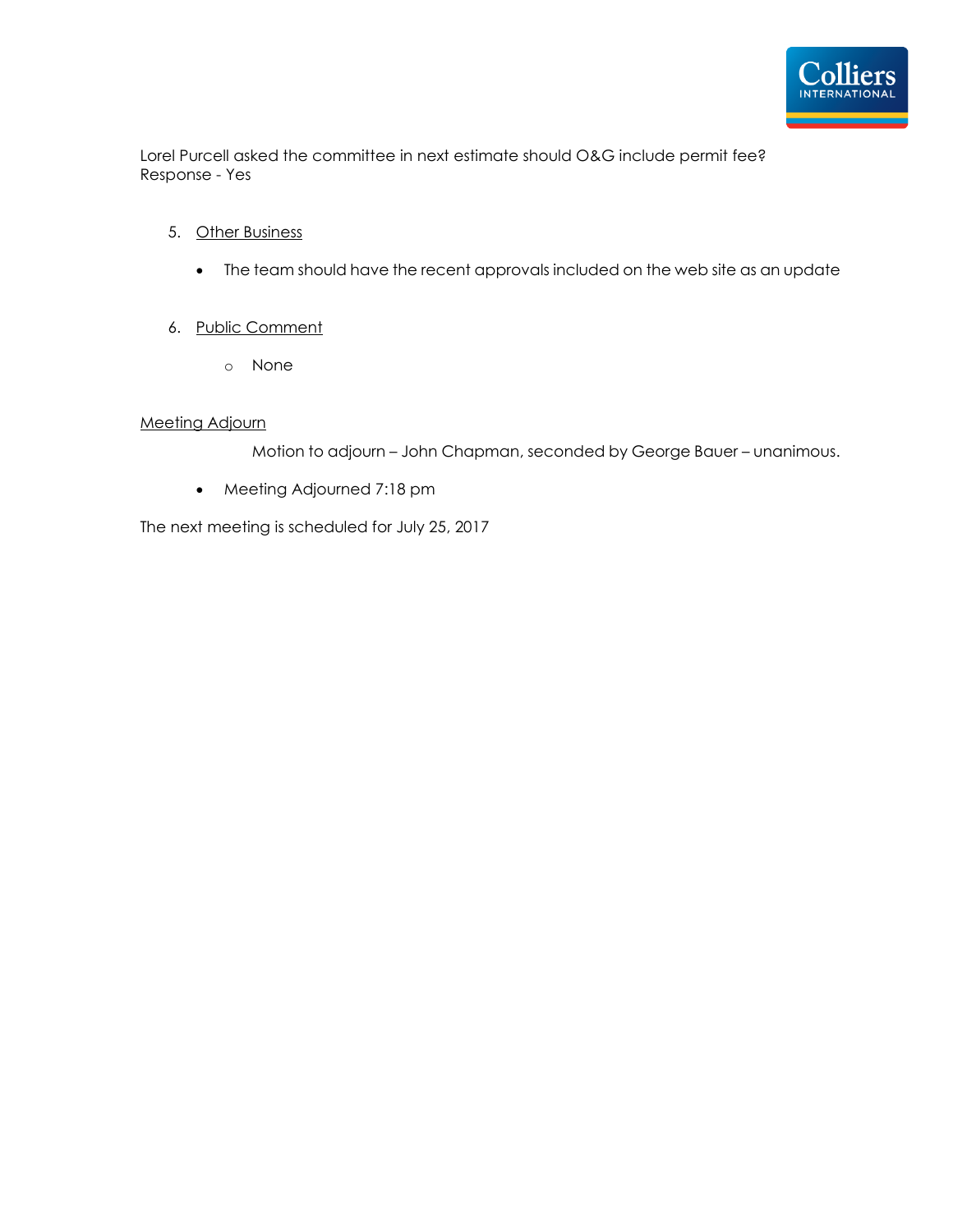Lorel Purcell asked the committee in next estimate should O&G include permit fee?
Response - Yes

5. Other Business

   - The team should have the recent approvals included on the web site as an update

6. Public Comment

   - None

Meeting Adjourn

Motion to adjourn – John Chapman, seconded by George Bauer – unanimous.

- Meeting Adjourned 7:18 pm

The next meeting is scheduled for July 25, 2017